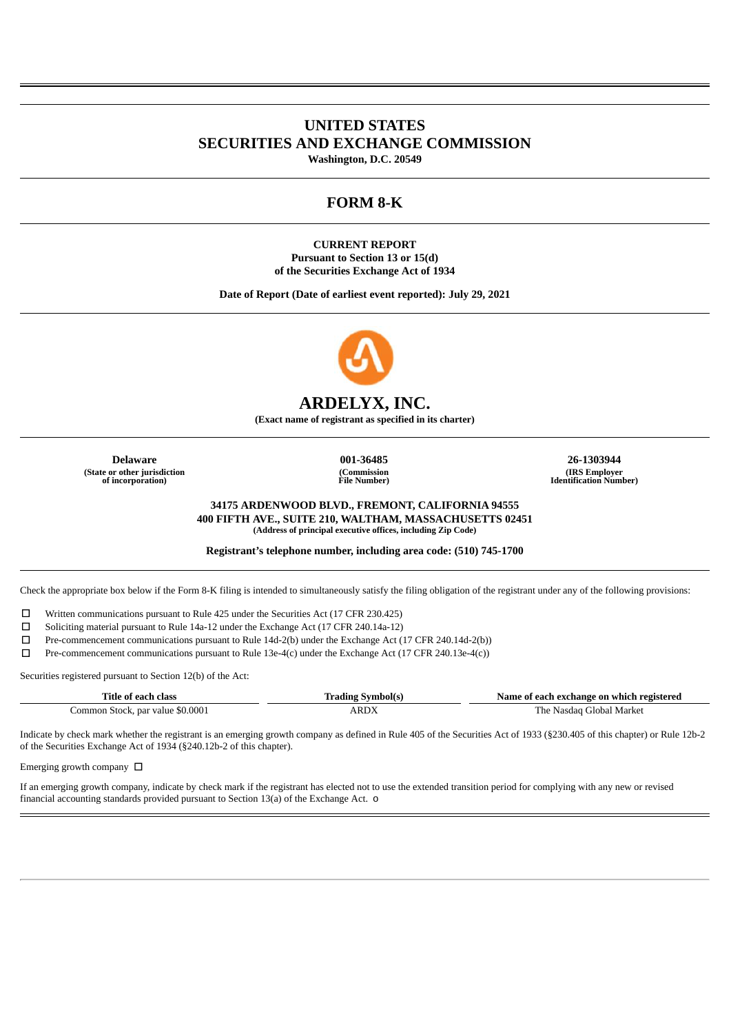# UNITED STATES
# SECURITIES AND EXCHANGE COMMISSION

**Washington, D.C. 20549**

## FORM 8-K

**CURRENT REPORT**
**Pursuant to Section 13 or 15(d)**
**of the Securities Exchange Act of 1934**

**Date of Report (Date of earliest event reported): July 29, 2021**

# ARDELYX, INC.

**(Exact name of registrant as specified in its charter)**

| Delaware | 001-36485 | 26-1303944 |
|---|---|---|
| (State or other jurisdiction of incorporation) | (Commission File Number) | (IRS Employer Identification Number) |

**34175 ARDENWOOD BLVD., FREMONT, CALIFORNIA 94555**
**400 FIFTH AVE., SUITE 210, WALTHAM, MASSACHUSETTS 02451**
**(Address of principal executive offices, including Zip Code)**

**Registrant's telephone number, including area code: (510) 745-1700**

Check the appropriate box below if the Form 8-K filing is intended to simultaneously satisfy the filing obligation of the registrant under any of the following provisions:

☐ Written communications pursuant to Rule 425 under the Securities Act (17 CFR 230.425)

☐ Soliciting material pursuant to Rule 14a-12 under the Exchange Act (17 CFR 240.14a-12)

☐ Pre-commencement communications pursuant to Rule 14d-2(b) under the Exchange Act (17 CFR 240.14d-2(b))

☐ Pre-commencement communications pursuant to Rule 13e-4(c) under the Exchange Act (17 CFR 240.13e-4(c))

Securities registered pursuant to Section 12(b) of the Act:

| Title of each class | Trading Symbol(s) | Name of each exchange on which registered |
|---|---|---|
| Common Stock, par value $0.0001 | ARDX | The Nasdaq Global Market |

Indicate by check mark whether the registrant is an emerging growth company as defined in Rule 405 of the Securities Act of 1933 (§230.405 of this chapter) or Rule 12b-2 of the Securities Exchange Act of 1934 (§240.12b-2 of this chapter).

Emerging growth company ☐

If an emerging growth company, indicate by check mark if the registrant has elected not to use the extended transition period for complying with any new or revised financial accounting standards provided pursuant to Section 13(a) of the Exchange Act. o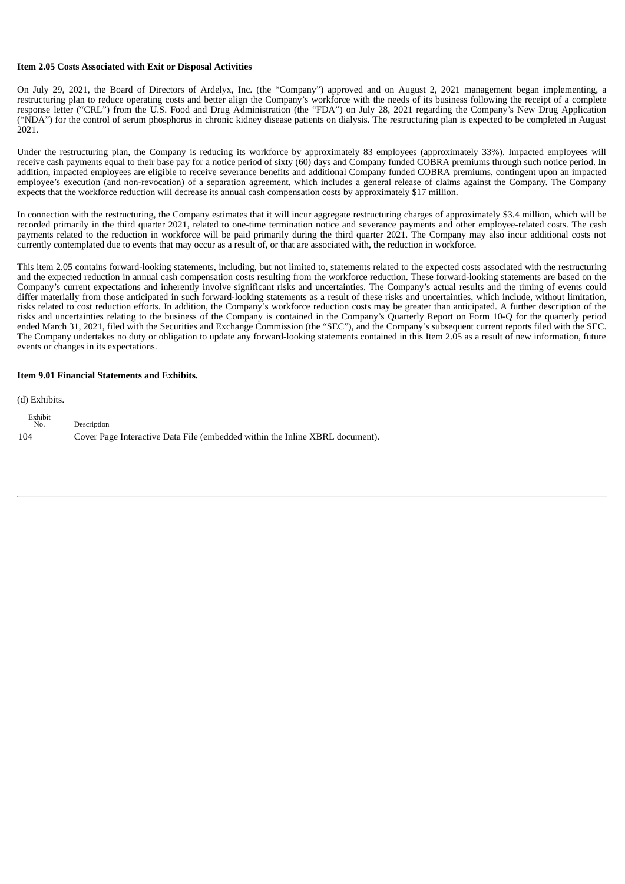**Item 2.05 Costs Associated with Exit or Disposal Activities**

On July 29, 2021, the Board of Directors of Ardelyx, Inc. (the "Company") approved and on August 2, 2021 management began implementing, a restructuring plan to reduce operating costs and better align the Company's workforce with the needs of its business following the receipt of a complete response letter ("CRL") from the U.S. Food and Drug Administration (the "FDA") on July 28, 2021 regarding the Company's New Drug Application ("NDA") for the control of serum phosphorus in chronic kidney disease patients on dialysis. The restructuring plan is expected to be completed in August 2021.

Under the restructuring plan, the Company is reducing its workforce by approximately 83 employees (approximately 33%). Impacted employees will receive cash payments equal to their base pay for a notice period of sixty (60) days and Company funded COBRA premiums through such notice period. In addition, impacted employees are eligible to receive severance benefits and additional Company funded COBRA premiums, contingent upon an impacted employee's execution (and non-revocation) of a separation agreement, which includes a general release of claims against the Company. The Company expects that the workforce reduction will decrease its annual cash compensation costs by approximately $17 million.

In connection with the restructuring, the Company estimates that it will incur aggregate restructuring charges of approximately $3.4 million, which will be recorded primarily in the third quarter 2021, related to one-time termination notice and severance payments and other employee-related costs. The cash payments related to the reduction in workforce will be paid primarily during the third quarter 2021. The Company may also incur additional costs not currently contemplated due to events that may occur as a result of, or that are associated with, the reduction in workforce.

This item 2.05 contains forward-looking statements, including, but not limited to, statements related to the expected costs associated with the restructuring and the expected reduction in annual cash compensation costs resulting from the workforce reduction. These forward-looking statements are based on the Company's current expectations and inherently involve significant risks and uncertainties. The Company's actual results and the timing of events could differ materially from those anticipated in such forward-looking statements as a result of these risks and uncertainties, which include, without limitation, risks related to cost reduction efforts. In addition, the Company's workforce reduction costs may be greater than anticipated. A further description of the risks and uncertainties relating to the business of the Company is contained in the Company's Quarterly Report on Form 10-Q for the quarterly period ended March 31, 2021, filed with the Securities and Exchange Commission (the "SEC"), and the Company's subsequent current reports filed with the SEC. The Company undertakes no duty or obligation to update any forward-looking statements contained in this Item 2.05 as a result of new information, future events or changes in its expectations.

**Item 9.01 Financial Statements and Exhibits.**

(d) Exhibits.

| Exhibit No. | Description |
| --- | --- |
| 104 | Cover Page Interactive Data File (embedded within the Inline XBRL document). |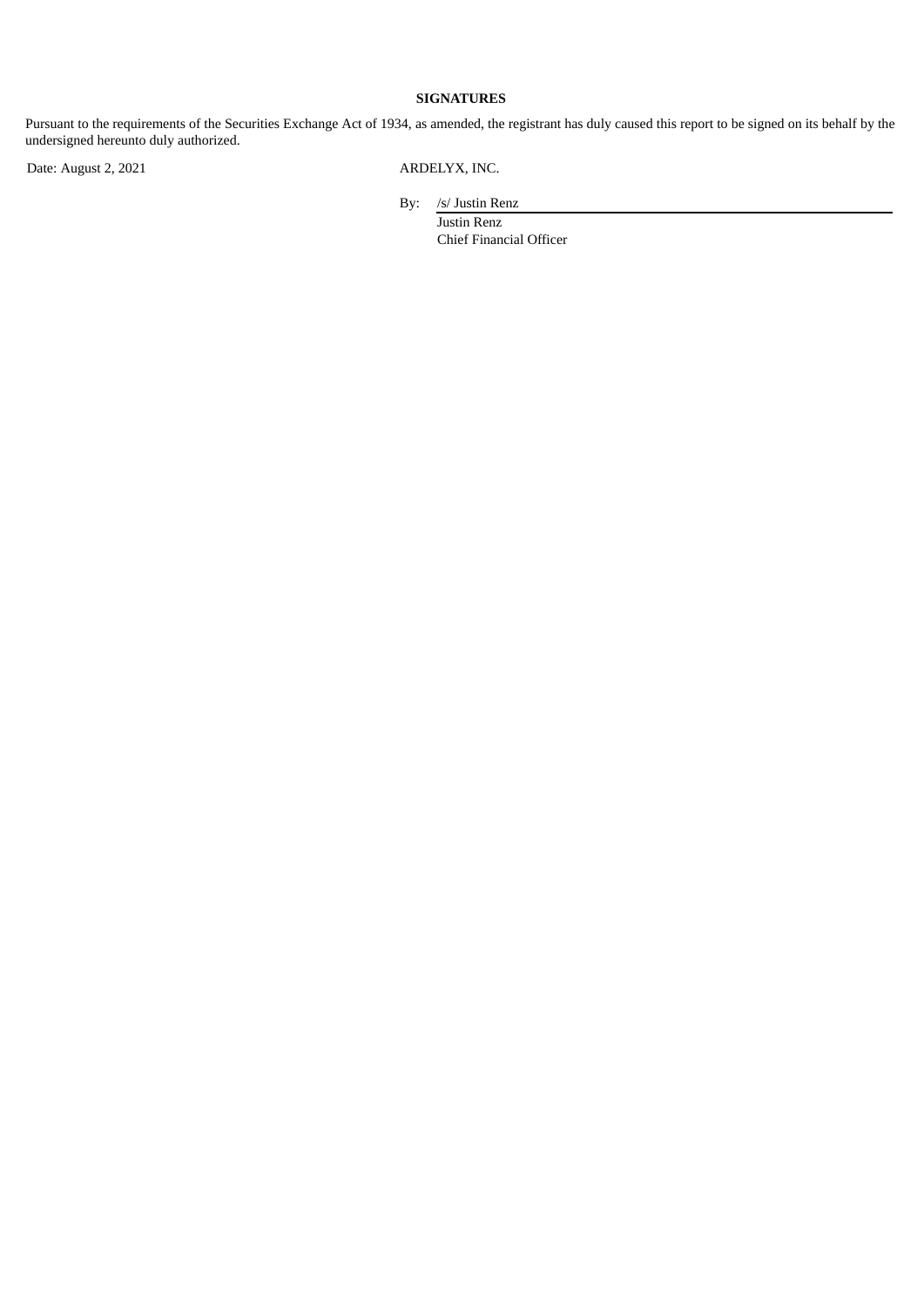**SIGNATURES**

Pursuant to the requirements of the Securities Exchange Act of 1934, as amended, the registrant has duly caused this report to be signed on its behalf by the undersigned hereunto duly authorized.

| | |
|---|---|
| Date: August 2, 2021 | ARDELYX, INC. |
| | By: /s/ Justin Renz |
| | Justin Renz |
| | Chief Financial Officer |